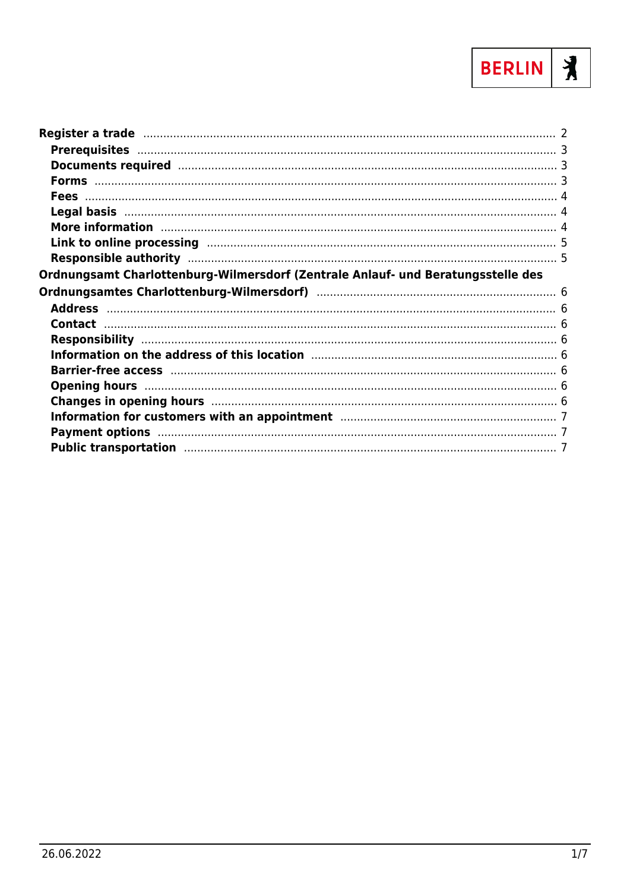- **Register a trade** ........ 2
  - **Prerequisites** ........ 3
  - **Documents required** ........ 3
  - **Forms** ........ 3
  - **Fees** ........ 4
  - **Legal basis** ........ 4
  - **More information** ........ 4
  - **Link to online processing** ........ 5
  - **Responsible authority** ........ 5
- **Ordnungsamt Charlottenburg-Wilmersdorf (Zentrale Anlauf- und Beratungsstelle des Ordnungsamtes Charlottenburg-Wilmersdorf)** ........ 6
  - **Address** ........ 6
  - **Contact** ........ 6
  - **Responsibility** ........ 6
  - **Information on the address of this location** ........ 6
  - **Barrier-free access** ........ 6
  - **Opening hours** ........ 6
  - **Changes in opening hours** ........ 6
  - **Information for customers with an appointment** ........ 7
  - **Payment options** ........ 7
  - **Public transportation** ........ 7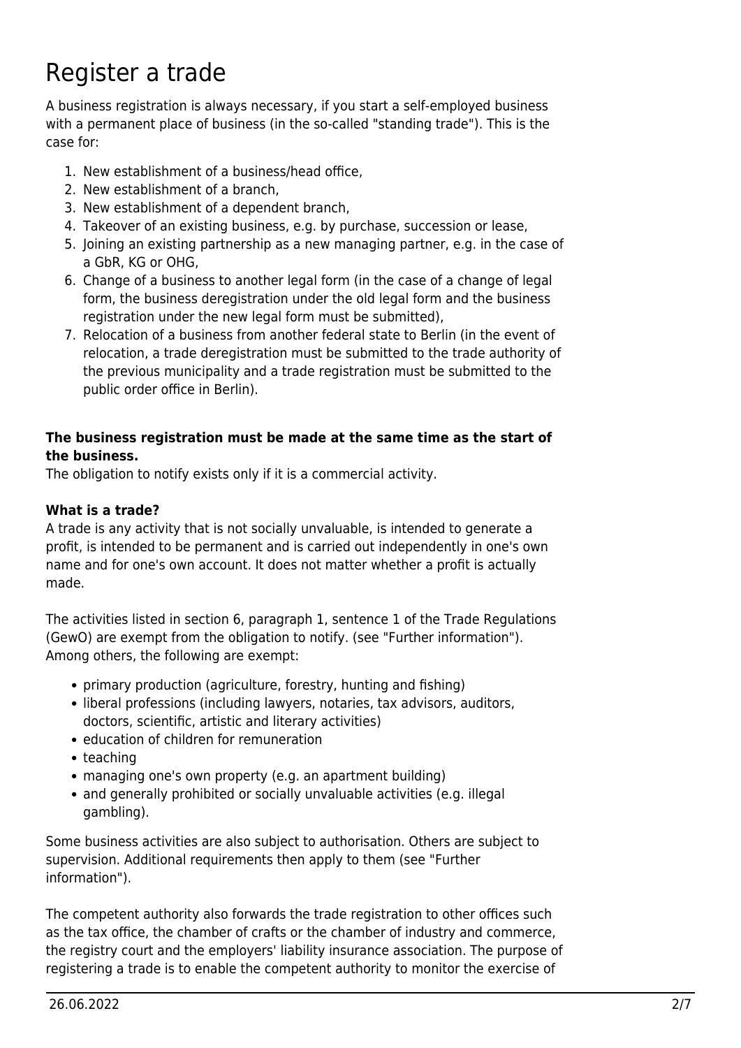# Register a trade

A business registration is always necessary, if you start a self-employed business with a permanent place of business (in the so-called "standing trade"). This is the case for:

1. New establishment of a business/head office,
2. New establishment of a branch,
3. New establishment of a dependent branch,
4. Takeover of an existing business, e.g. by purchase, succession or lease,
5. Joining an existing partnership as a new managing partner, e.g. in the case of a GbR, KG or OHG,
6. Change of a business to another legal form (in the case of a change of legal form, the business deregistration under the old legal form and the business registration under the new legal form must be submitted),
7. Relocation of a business from another federal state to Berlin (in the event of relocation, a trade deregistration must be submitted to the trade authority of the previous municipality and a trade registration must be submitted to the public order office in Berlin).

**The business registration must be made at the same time as the start of the business.**
The obligation to notify exists only if it is a commercial activity.

**What is a trade?**
A trade is any activity that is not socially unvaluable, is intended to generate a profit, is intended to be permanent and is carried out independently in one's own name and for one's own account. It does not matter whether a profit is actually made.

The activities listed in section 6, paragraph 1, sentence 1 of the Trade Regulations (GewO) are exempt from the obligation to notify. (see "Further information"). Among others, the following are exempt:

- primary production (agriculture, forestry, hunting and fishing)
- liberal professions (including lawyers, notaries, tax advisors, auditors, doctors, scientific, artistic and literary activities)
- education of children for remuneration
- teaching
- managing one's own property (e.g. an apartment building)
- and generally prohibited or socially unvaluable activities (e.g. illegal gambling).

Some business activities are also subject to authorisation. Others are subject to supervision. Additional requirements then apply to them (see "Further information").

The competent authority also forwards the trade registration to other offices such as the tax office, the chamber of crafts or the chamber of industry and commerce, the registry court and the employers' liability insurance association. The purpose of registering a trade is to enable the competent authority to monitor the exercise of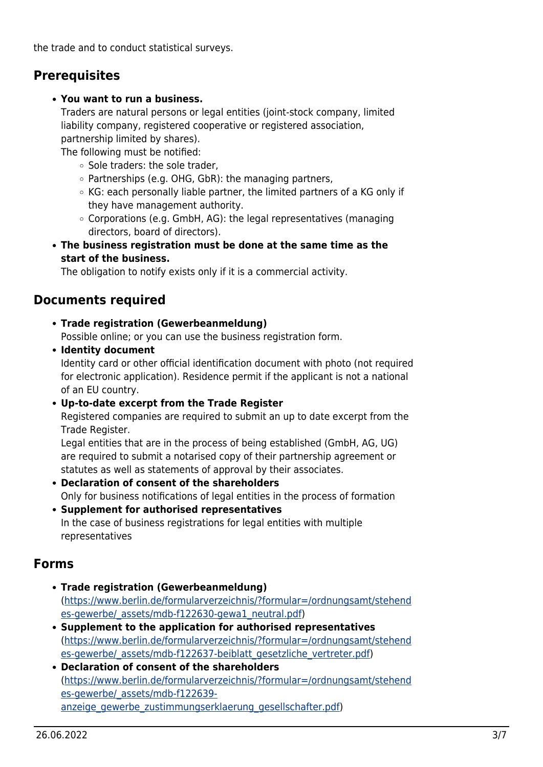the trade and to conduct statistical surveys.

## Prerequisites

- **You want to run a business.**
  Traders are natural persons or legal entities (joint-stock company, limited liability company, registered cooperative or registered association, partnership limited by shares).
  The following must be notified:
    - Sole traders: the sole trader,
    - Partnerships (e.g. OHG, GbR): the managing partners,
    - KG: each personally liable partner, the limited partners of a KG only if they have management authority.
    - Corporations (e.g. GmbH, AG): the legal representatives (managing directors, board of directors).
- **The business registration must be done at the same time as the start of the business.**
  The obligation to notify exists only if it is a commercial activity.

## Documents required

- **Trade registration (Gewerbeanmeldung)**
  Possible online; or you can use the business registration form.
- **Identity document**
  Identity card or other official identification document with photo (not required for electronic application). Residence permit if the applicant is not a national of an EU country.
- **Up-to-date excerpt from the Trade Register**
  Registered companies are required to submit an up to date excerpt from the Trade Register.
  Legal entities that are in the process of being established (GmbH, AG, UG) are required to submit a notarised copy of their partnership agreement or statutes as well as statements of approval by their associates.
- **Declaration of consent of the shareholders**
  Only for business notifications of legal entities in the process of formation
- **Supplement for authorised representatives**
  In the case of business registrations for legal entities with multiple representatives

## Forms

- **Trade registration (Gewerbeanmeldung)**
  (https://www.berlin.de/formularverzeichnis/?formular=/ordnungsamt/stehendes-gewerbe/_assets/mdb-f122630-gewa1_neutral.pdf)
- **Supplement to the application for authorised representatives**
  (https://www.berlin.de/formularverzeichnis/?formular=/ordnungsamt/stehendes-gewerbe/_assets/mdb-f122637-beiblatt_gesetzliche_vertreter.pdf)
- **Declaration of consent of the shareholders**
  (https://www.berlin.de/formularverzeichnis/?formular=/ordnungsamt/stehendes-gewerbe/_assets/mdb-f122639-anzeige_gewerbe_zustimmungserklaerung_gesellschafter.pdf)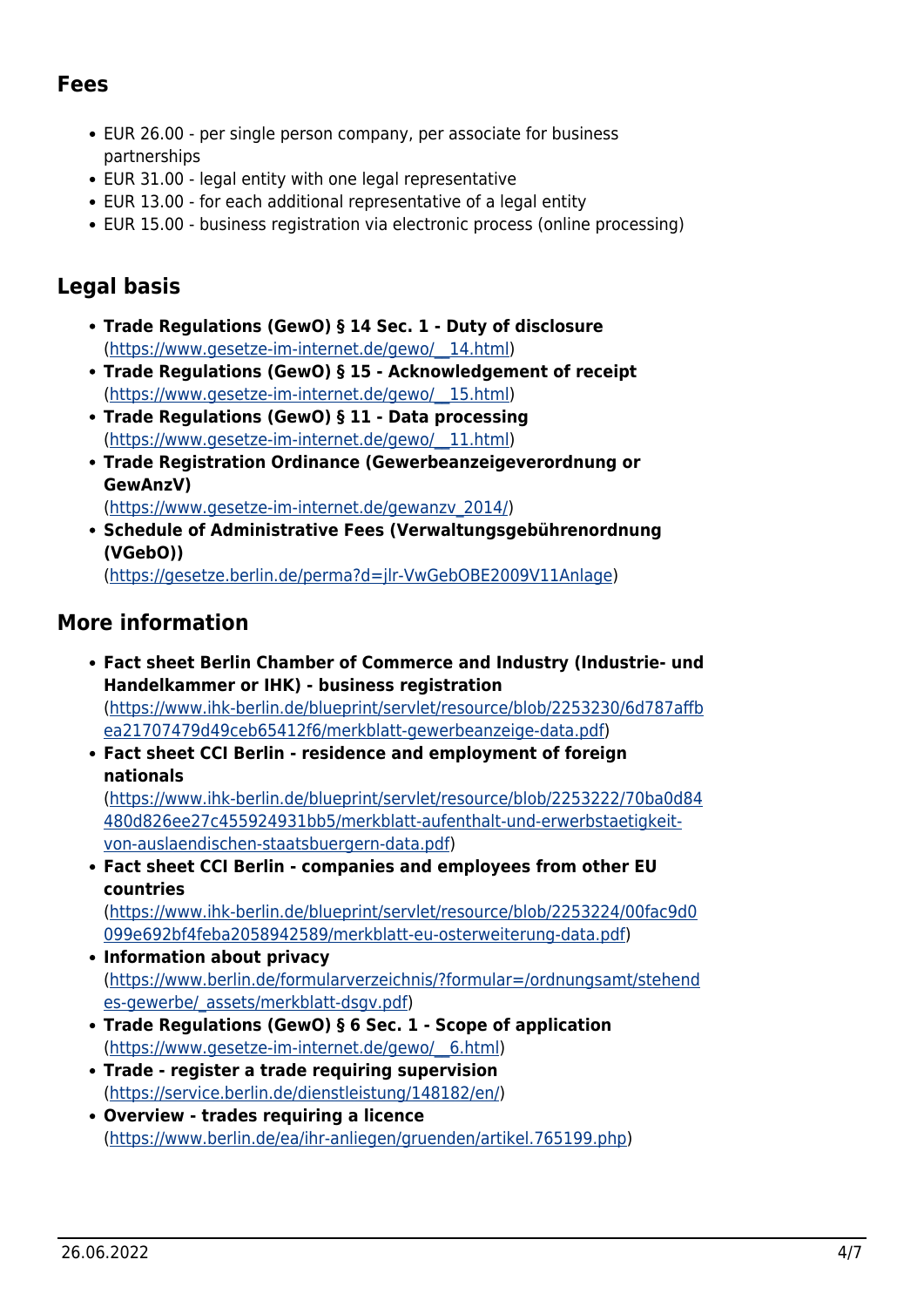## Fees

- EUR 26.00 - per single person company, per associate for business partnerships
- EUR 31.00 - legal entity with one legal representative
- EUR 13.00 - for each additional representative of a legal entity
- EUR 15.00 - business registration via electronic process (online processing)

## Legal basis

- **Trade Regulations (GewO) § 14 Sec. 1 - Duty of disclosure** (https://www.gesetze-im-internet.de/gewo/__14.html)
- **Trade Regulations (GewO) § 15 - Acknowledgement of receipt** (https://www.gesetze-im-internet.de/gewo/__15.html)
- **Trade Regulations (GewO) § 11 - Data processing** (https://www.gesetze-im-internet.de/gewo/__11.html)
- **Trade Registration Ordinance (Gewerbeanzeigeverordnung or GewAnzV)** (https://www.gesetze-im-internet.de/gewanzv_2014/)
- **Schedule of Administrative Fees (Verwaltungsgebührenordnung (VGebO))** (https://gesetze.berlin.de/perma?d=jlr-VwGebOBE2009V11Anlage)

## More information

- **Fact sheet Berlin Chamber of Commerce and Industry (Industrie- und Handelkammer or IHK) - business registration** (https://www.ihk-berlin.de/blueprint/servlet/resource/blob/2253230/6d787affbea21707479d49ceb65412f6/merkblatt-gewerbeanzeige-data.pdf)
- **Fact sheet CCI Berlin - residence and employment of foreign nationals** (https://www.ihk-berlin.de/blueprint/servlet/resource/blob/2253222/70ba0d84480d826ee27c455924931bb5/merkblatt-aufenthalt-und-erwerbstaetigkeit-von-auslaendischen-staatsbuergern-data.pdf)
- **Fact sheet CCI Berlin - companies and employees from other EU countries** (https://www.ihk-berlin.de/blueprint/servlet/resource/blob/2253224/00fac9d0099e692bf4feba2058942589/merkblatt-eu-osterweiterung-data.pdf)
- **Information about privacy** (https://www.berlin.de/formularverzeichnis/?formular=/ordnungsamt/stehendes-gewerbe/_assets/merkblatt-dsgv.pdf)
- **Trade Regulations (GewO) § 6 Sec. 1 - Scope of application** (https://www.gesetze-im-internet.de/gewo/__6.html)
- **Trade - register a trade requiring supervision** (https://service.berlin.de/dienstleistung/148182/en/)
- **Overview - trades requiring a licence** (https://www.berlin.de/ea/ihr-anliegen/gruenden/artikel.765199.php)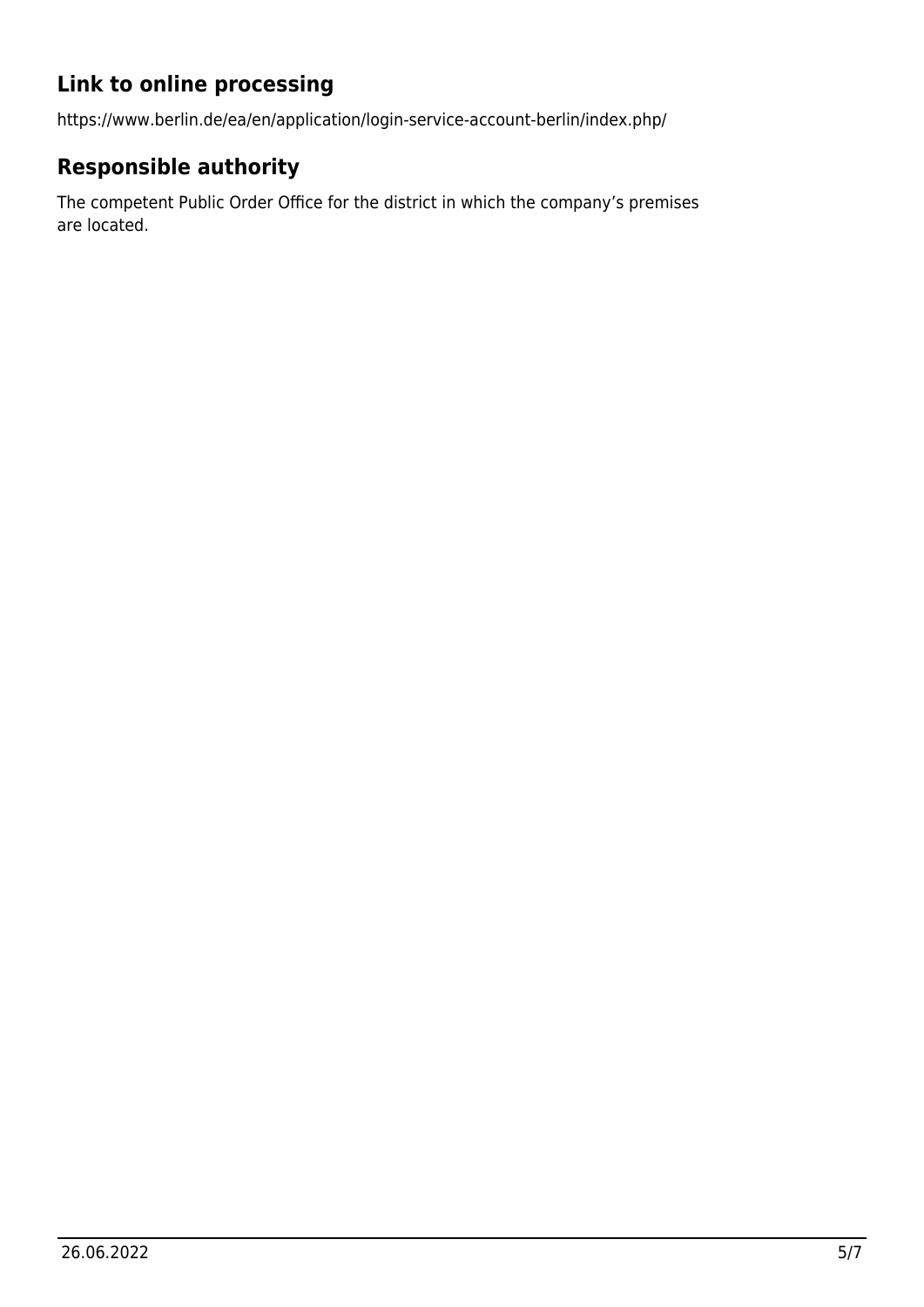## Link to online processing

https://www.berlin.de/ea/en/application/login-service-account-berlin/index.php/

## Responsible authority

The competent Public Order Office for the district in which the company's premises are located.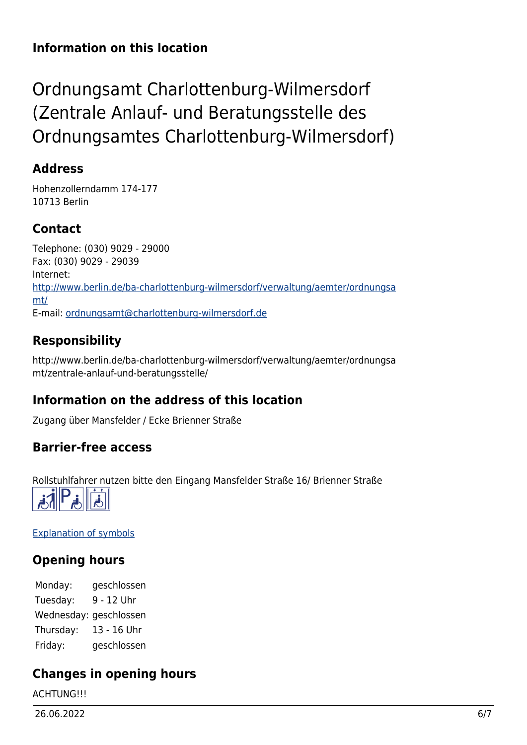## Information on this location

# Ordnungsamt Charlottenburg-Wilmersdorf (Zentrale Anlauf- und Beratungsstelle des Ordnungsamtes Charlottenburg-Wilmersdorf)

### Address

Hohenzollerndamm 174-177
10713 Berlin

### Contact

Telephone: (030) 9029 - 29000
Fax: (030) 9029 - 29039
Internet:
[http://www.berlin.de/ba-charlottenburg-wilmersdorf/verwaltung/aemter/ordnungsamt/](http://www.berlin.de/ba-charlottenburg-wilmersdorf/verwaltung/aemter/ordnungsamt/)
E-mail: [ordnungsamt@charlottenburg-wilmersdorf.de](mailto:ordnungsamt@charlottenburg-wilmersdorf.de)

### Responsibility

http://www.berlin.de/ba-charlottenburg-wilmersdorf/verwaltung/aemter/ordnungsamt/zentrale-anlauf-und-beratungsstelle/

### Information on the address of this location

Zugang über Mansfelder / Ecke Brienner Straße

### Barrier-free access

Rollstuhlfahrer nutzen bitte den Eingang Mansfelder Straße 16/ Brienner Straße

[Explanation of symbols]()

### Opening hours

| | |
|---|---|
| Monday: | geschlossen |
| Tuesday: | 9 - 12 Uhr |
| Wednesday: | geschlossen |
| Thursday: | 13 - 16 Uhr |
| Friday: | geschlossen |

### Changes in opening hours

ACHTUNG!!!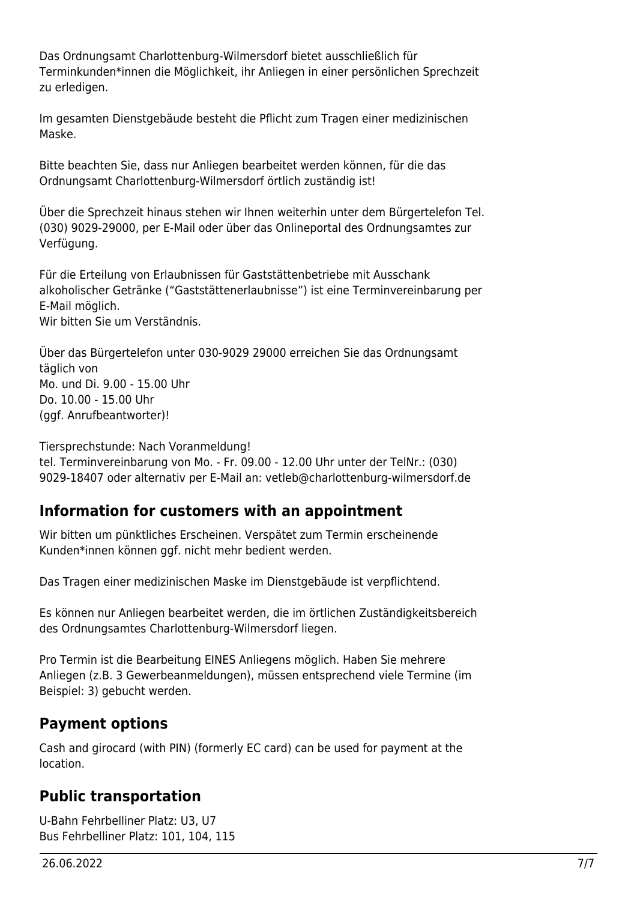Das Ordnungsamt Charlottenburg-Wilmersdorf bietet ausschließlich für Terminkunden*innen die Möglichkeit, ihr Anliegen in einer persönlichen Sprechzeit zu erledigen.

Im gesamten Dienstgebäude besteht die Pflicht zum Tragen einer medizinischen Maske.

Bitte beachten Sie, dass nur Anliegen bearbeitet werden können, für die das Ordnungsamt Charlottenburg-Wilmersdorf örtlich zuständig ist!

Über die Sprechzeit hinaus stehen wir Ihnen weiterhin unter dem Bürgertelefon Tel. (030) 9029-29000, per E-Mail oder über das Onlineportal des Ordnungsamtes zur Verfügung.

Für die Erteilung von Erlaubnissen für Gaststättenbetriebe mit Ausschank alkoholischer Getränke ("Gaststättenerlaubnisse") ist eine Terminvereinbarung per E-Mail möglich.
Wir bitten Sie um Verständnis.

Über das Bürgertelefon unter 030-9029 29000 erreichen Sie das Ordnungsamt täglich von
Mo. und Di. 9.00 - 15.00 Uhr
Do. 10.00 - 15.00 Uhr
(ggf. Anrufbeantworter)!

Tiersprechstunde: Nach Voranmeldung!
tel. Terminvereinbarung von Mo. - Fr. 09.00 - 12.00 Uhr unter der TelNr.: (030) 9029-18407 oder alternativ per E-Mail an: vetleb@charlottenburg-wilmersdorf.de

## Information for customers with an appointment

Wir bitten um pünktliches Erscheinen. Verspätet zum Termin erscheinende Kunden*innen können ggf. nicht mehr bedient werden.

Das Tragen einer medizinischen Maske im Dienstgebäude ist verpflichtend.

Es können nur Anliegen bearbeitet werden, die im örtlichen Zuständigkeitsbereich des Ordnungsamtes Charlottenburg-Wilmersdorf liegen.

Pro Termin ist die Bearbeitung EINES Anliegens möglich. Haben Sie mehrere Anliegen (z.B. 3 Gewerbeanmeldungen), müssen entsprechend viele Termine (im Beispiel: 3) gebucht werden.

## Payment options

Cash and girocard (with PIN) (formerly EC card) can be used for payment at the location.

## Public transportation

U-Bahn Fehrbelliner Platz: U3, U7
Bus Fehrbelliner Platz: 101, 104, 115